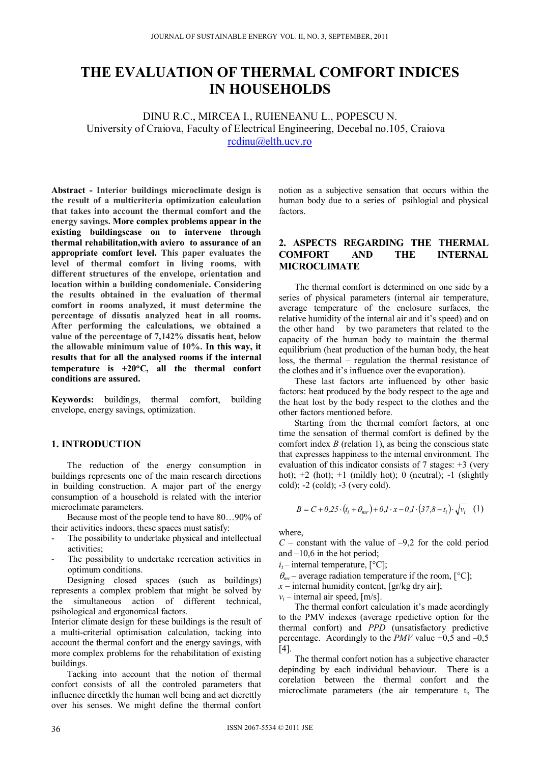# THE EVALUATION OF THERMAL COMFORT INDICES IN HOUSEHOLDS

DINU R.C., MIRCEA I., RUIENEANU L., POPESCU N.
University of Craiova, Faculty of Electrical Engineering, Decebal no.105, Craiova
rcdinu@elth.ucv.ro

**Abstract - Interior buildings microclimate design is the result of a multicriteria optimization calculation that takes into account the thermal comfort and the energy savings. More complex problems appear in the existing buildingscase on to intervene through thermal rehabilitation,with aviero to assurance of an appropriate comfort level. This paper evaluates the level of thermal comfort in living rooms, with different structures of the envelope, orientation and location within a building condomeniale. Considering the results obtained in the evaluation of thermal comfort in rooms analyzed, it must determine the percentage of dissatis analyzed heat in all rooms. After performing the calculations, we obtained a value of the percentage of 7,142% dissatis heat, below the allowable minimum value of 10%. In this way, it results that for all the analysed rooms if the internal temperature is +20°C, all the thermal confort conditions are assured.**

**Keywords:** buildings, thermal comfort, building envelope, energy savings, optimization.

## 1. INTRODUCTION

The reduction of the energy consumption in buildings represents one of the main research directions in building construction. A major part of the energy consumption of a household is related with the interior microclimate parameters.

Because most of the people tend to have 80…90% of their activities indoors, these spaces must satisfy:

- The possibility to undertake physical and intellectual activities;
- The possibility to undertake recreation activities in optimum conditions.

Designing closed spaces (such as buildings) represents a complex problem that might be solved by the simultaneous action of different technical, psihological and ergonomical factors.

Interior climate design for these buildings is the result of a multi-criterial optimisation calculation, tacking into account the thermal comfort and the energy savings, with more complex problems for the rehabilitation of existing buildings.

Tacking into account that the notion of thermal confort consists of all the controled parameters that influence directkly the human well being and act dierctly over his senses. We might define the thermal confort notion as a subjective sensation that occurs within the human body due to a series of psihlogial and physical factors.

## 2. ASPECTS REGARDING THE THERMAL COMFORT AND THE INTERNAL MICROCLIMATE

The thermal comfort is determined on one side by a series of physical parameters (internal air temperature, average temperature of the enclosure surfaces, the relative humidity of the internal air and it's speed) and on the other hand by two parameters that related to the capacity of the human body to maintain the thermal equilibrium (heat production of the human body, the heat loss, the thermal – regulation the thermal resistance of the clothes and it's influence over the evaporation).

These last factors arte influenced by other basic factors: heat produced by the body respect to the age and the heat lost by the body respect to the clothes and the other factors mentioned before.

Starting from the thermal comfort factors, at one time the sensation of thermal comfort is defined by the comfort index *B* (relation 1), as being the conscious state that expresses happiness to the internal environment. The evaluation of this indicator consists of 7 stages: +3 (very hot); +2 (hot); +1 (mildly hot); 0 (neutral); -1 (slightly cold); -2 (cold); -3 (very cold).

$$B = C + 0{,}25 \cdot (t_i + \theta_{mr}) + 0{,}1 \cdot x - 0{,}1 \cdot (37{,}8 - t_i) \cdot \sqrt{v_i} \quad (1)$$

where,

$C$ – constant with the value of –9,2 for the cold period and –10,6 in the hot period;

$i_t$ – internal temperature, [°C];

$\theta_{mr}$ – average radiation temperature if the room, [°C];

$x$ – internal humidity content, [gr/kg dry air];

$v_i$ – internal air speed, [m/s].

The thermal confort calculation it's made acordingly to the PMV indexes (average rpedictive option for the thermal confort) and *PPD* (unsatisfactory predictive percentage. Acordingly to the *PMV* value +0,5 and –0,5 [4].

The thermal confort notion has a subjective character depinding by each individual behaviour. There is a corelation between the thermal confort and the microclimate parameters (the air temperature $t_i$, The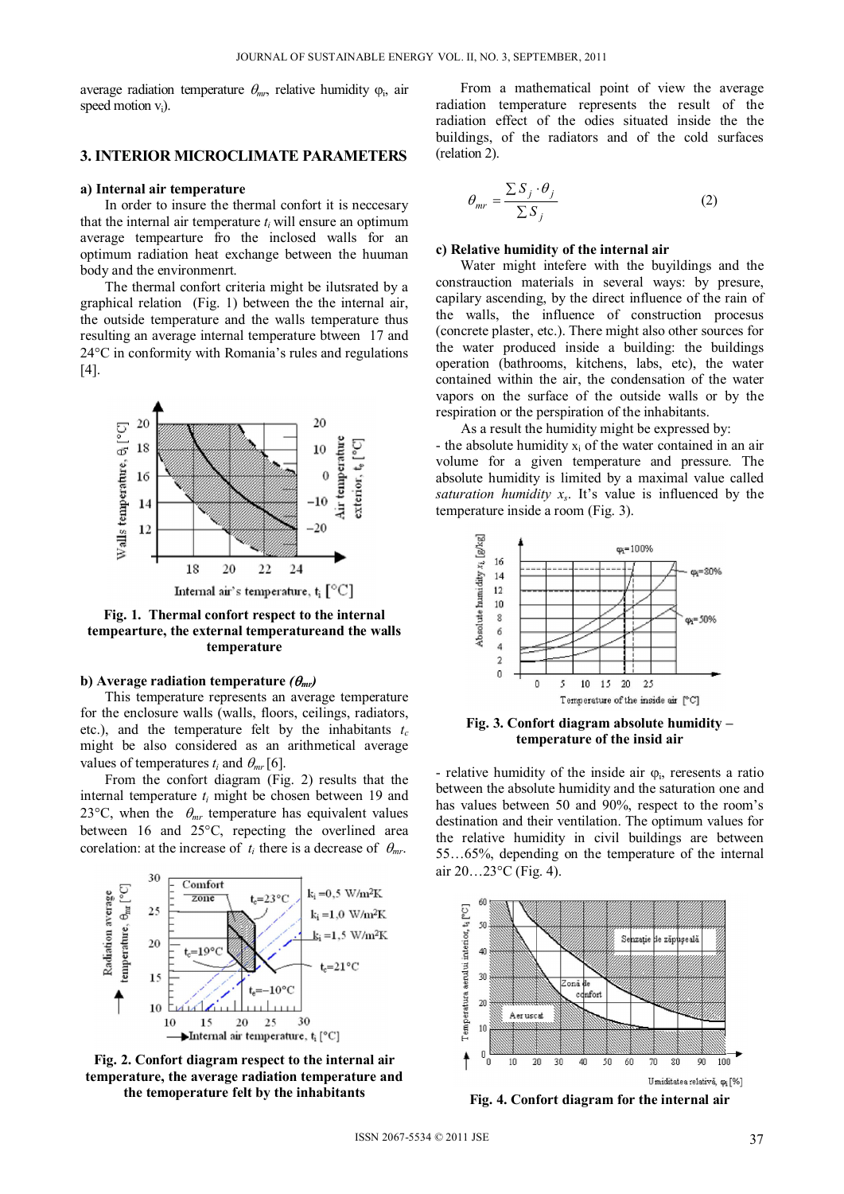average radiation temperature $\theta_{mr}$, relative humidity $\varphi_i$, air speed motion $v_i$).

## 3. INTERIOR MICROCLIMATE PARAMETERS

### a) Internal air temperature

In order to insure the thermal confort it is neccesary that the internal air temperature $t_i$ will ensure an optimum average tempearture fro the inclosed walls for an optimum radiation heat exchange between the huuman body and the environmenrt.

The thermal confort criteria might be ilutsrated by a graphical relation (Fig. 1) between the the internal air, the outside temperature and the walls temperature thus resulting an average internal temperature btween 17 and 24°C in conformity with Romania's rules and regulations [4].

**Fig. 1. Thermal confort respect to the internal tempearture, the external temperatureand the walls temperature**

### b) Average radiation temperature ($\theta_{mr}$)

This temperature represents an average temperature for the enclosure walls (walls, floors, ceilings, radiators, etc.), and the temperature felt by the inhabitants $t_c$ might be also considered as an arithmetical average values of temperatures $t_i$ and $\theta_{mr}$ [6].

From the confort diagram (Fig. 2) results that the internal temperature $t_i$ might be chosen between 19 and 23°C, when the $\theta_{mr}$ temperature has equivalent values between 16 and 25°C, repecting the overlined area corelation: at the increase of $t_i$ there is a decrease of $\theta_{mr}$.

**Fig. 2. Confort diagram respect to the internal air temperature, the average radiation temperature and the temoperature felt by the inhabitants**

From a mathematical point of view the average radiation temperature represents the result of the radiation effect of the odies situated inside the the buildings, of the radiators and of the cold surfaces (relation 2).

$$\theta_{mr} = \frac{\sum S_j \cdot \theta_j}{\sum S_j} \tag{2}$$

### c) Relative humidity of the internal air

Water might intefere with the buyildings and the constraction materials in several ways: by presure, capilary ascending, by the direct influence of the rain of the walls, the influence of construction procesus (concrete plaster, etc.). There might also other sources for the water produced inside a building: the buildings operation (bathrooms, kitchens, labs, etc), the water contained within the air, the condensation of the water vapors on the surface of the outside walls or by the respiration or the perspiration of the inhabitants.

As a result the humidity might be expressed by:

- the absolute humidity $x_i$ of the water contained in an air volume for a given temperature and pressure. The absolute humidity is limited by a maximal value called *saturation humidity* $x_s$. It's value is influenced by the temperature inside a room (Fig. 3).

**Fig. 3. Confort diagram absolute humidity – temperature of the insid air**

- relative humidity of the inside air $\varphi_i$, reresents a ratio between the absolute humidity and the saturation one and has values between 50 and 90%, respect to the room's destination and their ventilation. The optimum values for the relative humidity in civil buildings are between 55…65%, depending on the temperature of the internal air 20…23°C (Fig. 4).

**Fig. 4. Confort diagram for the internal air**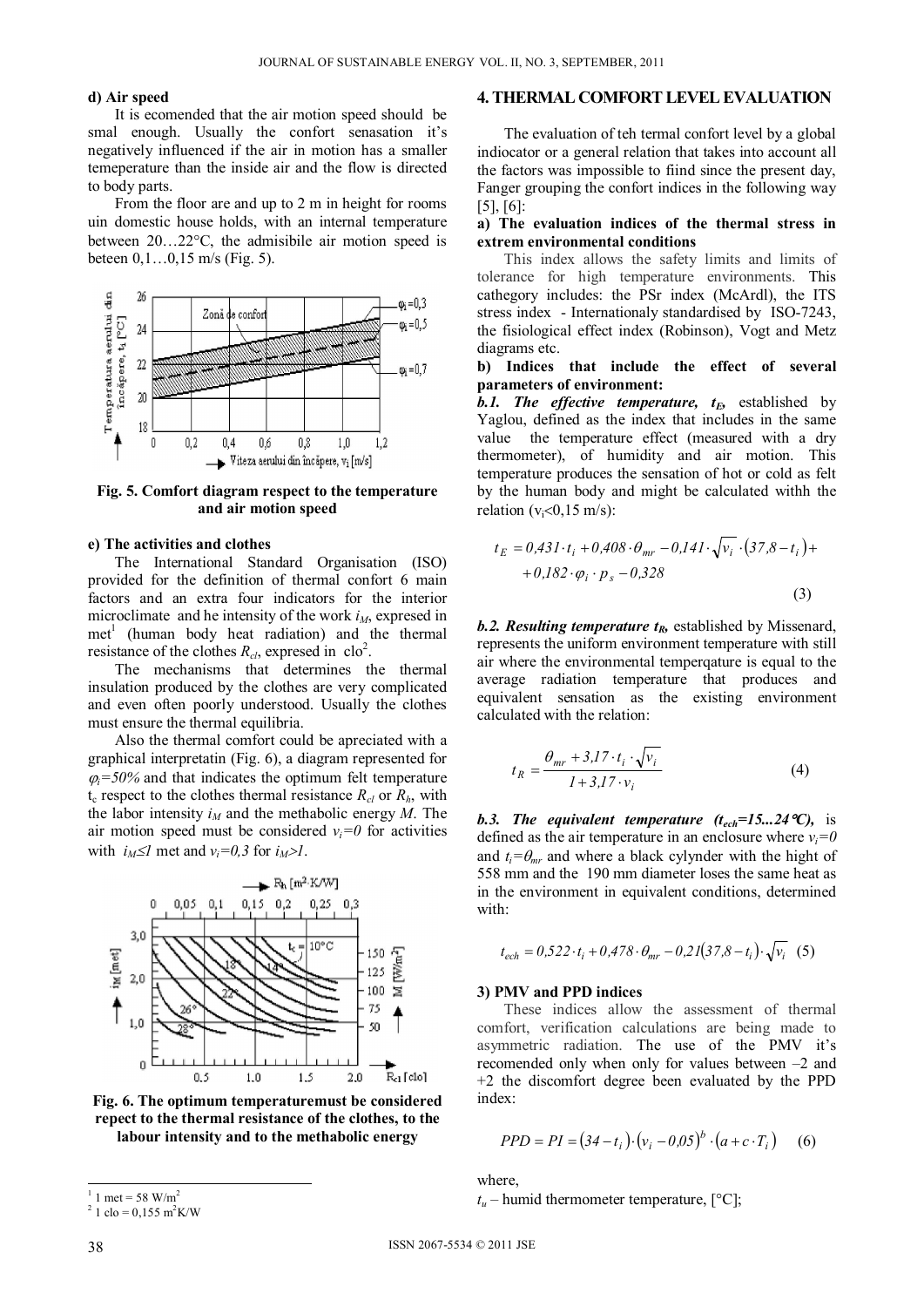**d) Air speed**

It is ecomended that the air motion speed should be smal enough. Usually the confort senasation it's negatively influenced if the air in motion has a smaller temeperature than the inside air and the flow is directed to body parts.

From the floor are and up to 2 m in height for rooms uin domestic house holds, with an internal temperature between 20…22°C, the admisibile air motion speed is beteen 0,1…0,15 m/s (Fig. 5).

**Fig. 5. Comfort diagram respect to the temperature and air motion speed**

**e) The activities and clothes**

The International Standard Organisation (ISO) provided for the definition of thermal confort 6 main factors and an extra four indicators for the interior microclimate and he intensity of the work $i_M$, expresed in met[1] (human body heat radiation) and the thermal resistance of the clothes $R_{cl}$, expresed in clo[2].

The mechanisms that determines the thermal insulation produced by the clothes are very complicated and even often poorly understood. Usually the clothes must ensure the thermal equilibria.

Also the thermal comfort could be apreciated with a graphical interpretatin (Fig. 6), a diagram represented for $\varphi_i=50\%$ and that indicates the optimum felt temperature $t_c$ respect to the clothes thermal resistance $R_{cl}$ or $R_h$, with the labor intensity $i_M$ and the methabolic energy $M$. The air motion speed must be considered $v_i=0$ for activities with $i_M \leq 1$ met and $v_i=0,3$ for $i_M>1$.

**Fig. 6. The optimum temperaturemust be considered repect to the thermal resistance of the clothes, to the labour intensity and to the methabolic energy**

[1] 1 met = 58 W/m$^2$

[2] 1 clo = 0,155 m$^2$K/W

## 4. THERMAL COMFORT LEVEL EVALUATION

The evaluation of teh termal confort level by a global indicoator or a general relation that takes into account all the factors was impossible to fiind since the present day, Fanger grouping the confort indices in the following way [5], [6]:

**a) The evaluation indices of the thermal stress in extrem environmental conditions**

This index allows the safety limits and limits of tolerance for high temperature environments. This cathegory includes: the PSr index (McArdl), the ITS stress index - Internationaly standardised by ISO-7243, the fisiological effect index (Robinson), Vogt and Metz diagrams etc.

**b) Indices that include the effect of several parameters of environment:**

***b.1. The effective temperature, $t_E$,*** established by Yaglou, defined as the index that includes in the same value the temperature effect (measured with a dry thermometer), of humidity and air motion. This temperature produces the sensation of hot or cold as felt by the human body and might be calculated withh the relation ($v_i$<0,15 m/s):

$$t_E = 0{,}431 \cdot t_i + 0{,}408 \cdot \theta_{mr} - 0{,}141 \cdot \sqrt{v_i} \cdot (37{,}8 - t_i) + 0{,}182 \cdot \varphi_i \cdot p_s - 0{,}328 \qquad (3)$$

***b.2. Resulting temperature $t_R$,*** established by Missenard, represents the uniform environment temperature with still air where the environmental temperqature is equal to the average radiation temperature that produces and equivalent sensation as the existing environment calculated with the relation:

$$t_R = \frac{\theta_{mr} + 3{,}17 \cdot t_i \cdot \sqrt{v_i}}{1 + 3{,}17 \cdot v_i} \qquad (4)$$

***b.3. The equivalent temperature ($t_{ech}$=15...24°C),*** is defined as the air temperature in an enclosure where $v_i=0$ and $t_i=\theta_{mr}$ and where a black cylynder with the hight of 558 mm and the 190 mm diameter loses the same heat as in the environment in equivalent conditions, determined with:

$$t_{ech} = 0{,}522 \cdot t_i + 0{,}478 \cdot \theta_{mr} - 0{,}21(37{,}8 - t_i) \cdot \sqrt{v_i} \qquad (5)$$

**3) PMV and PPD indices**

These indices allow the assessment of thermal comfort, verification calculations are being made to asymmetric radiation. The use of the PMV it's recomended only when only for values between –2 and +2 the discomfort degree been evaluated by the PPD index:

$$PPD = PI = (34 - t_i) \cdot (v_i - 0{,}05)^b \cdot (a + c \cdot T_i) \qquad (6)$$

where,

$t_u$ – humid thermometer temperature, [°C];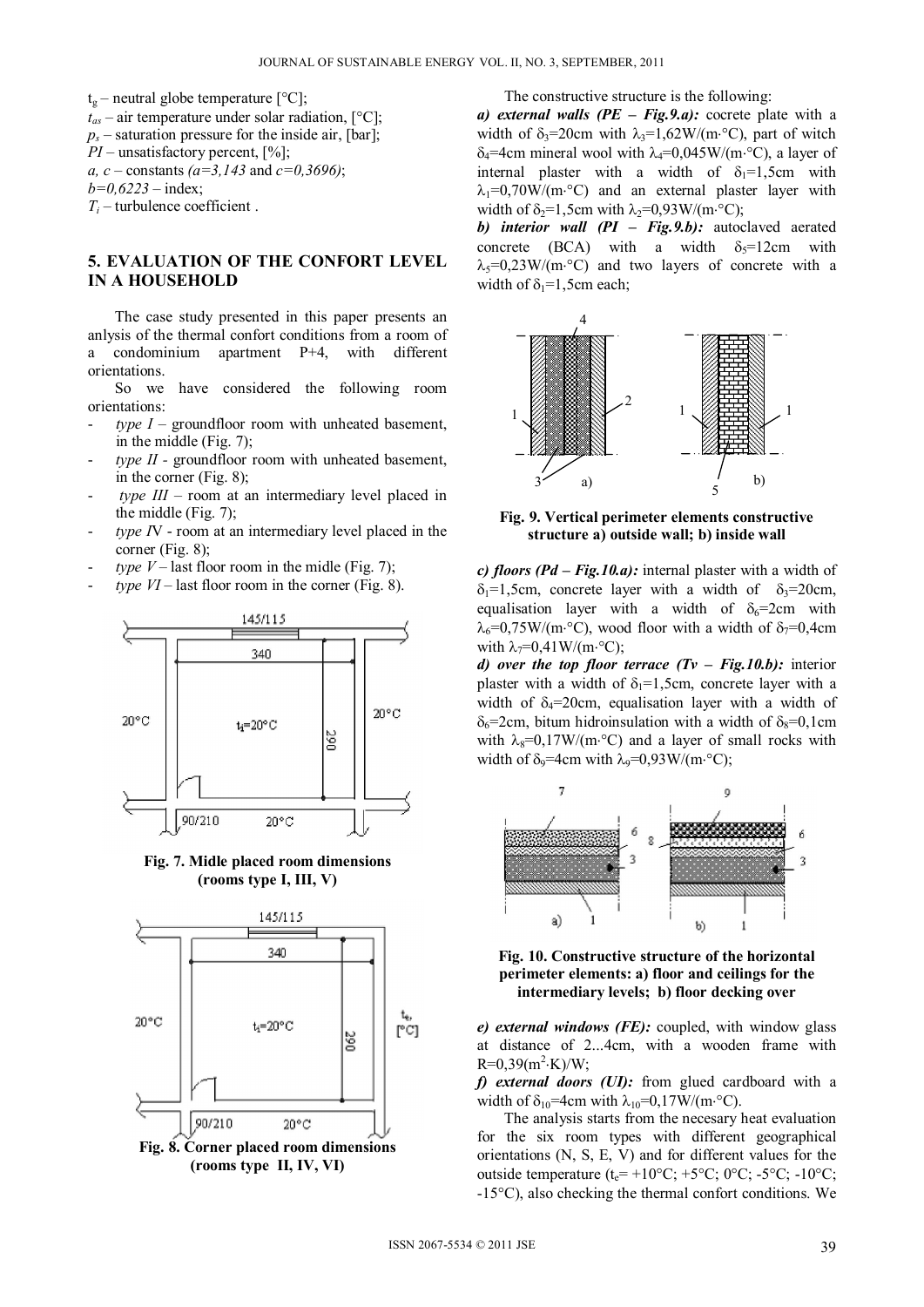$t_g$ – neutral globe temperature [°C];
$t_{as}$ – air temperature under solar radiation, [°C];
$p_s$ – saturation pressure for the inside air, [bar];
*PI* – unsatisfactory percent, [%];
*a, c* – constants *(a=3,143* and *c=0,3696)*;
*b=0,6223* – index;
$T_i$ – turbulence coefficient .

## 5. EVALUATION OF THE CONFORT LEVEL IN A HOUSEHOLD

The case study presented in this paper presents an anlysis of the thermal confort conditions from a room of a condominium apartment P+4, with different orientations.

So we have considered the following room orientations:

- *type I* – groundfloor room with unheated basement, in the middle (Fig. 7);
- *type II* - groundfloor room with unheated basement, in the corner (Fig. 8);
- *type III* – room at an intermediary level placed in the middle (Fig. 7);
- *type IV* - room at an intermediary level placed in the corner (Fig. 8);
- *type V* – last floor room in the midle (Fig. 7);
- *type VI* – last floor room in the corner (Fig. 8).

**Fig. 7. Midle placed room dimensions (rooms type I, III, V)**

**Fig. 8. Corner placed room dimensions (rooms type II, IV, VI)**

The constructive structure is the following:

***a) external walls (PE – Fig.9.a):*** cocrete plate with a width of $\delta_3$=20cm with $\lambda_3$=1,62W/(m·°C), part of witch $\delta_4$=4cm mineral wool with $\lambda_4$=0,045W/(m·°C), a layer of internal plaster with a width of $\delta_1$=1,5cm with $\lambda_1$=0,70W/(m·°C) and an external plaster layer with width of $\delta_2$=1,5cm with $\lambda_2$=0,93W/(m·°C);

***b) interior wall (PI – Fig.9.b):*** autoclaved aerated concrete (BCA) with a width $\delta_5$=12cm with $\lambda_5$=0,23W/(m·°C) and two layers of concrete with a width of $\delta_1$=1,5cm each;

**Fig. 9. Vertical perimeter elements constructive structure a) outside wall; b) inside wall**

***c) floors (Pd – Fig.10.a):*** internal plaster with a width of $\delta_1$=1,5cm, concrete layer with a width of $\delta_3$=20cm, equalisation layer with a width of $\delta_6$=2cm with $\lambda_6$=0,75W/(m·°C), wood floor with a width of $\delta_7$=0,4cm with $\lambda_7$=0,41W/(m·°C);

***d) over the top floor terrace (Tv – Fig.10.b):*** interior plaster with a width of $\delta_1$=1,5cm, concrete layer with a width of $\delta_4$=20cm, equalisation layer with a width of $\delta_6$=2cm, bitum hidroinsulation with a width of $\delta_8$=0,1cm with $\lambda_8$=0,17W/(m·°C) and a layer of small rocks with width of $\delta_9$=4cm with $\lambda_9$=0,93W/(m·°C);

**Fig. 10. Constructive structure of the horizontal perimeter elements: a) floor and ceilings for the intermediary levels; b) floor decking over**

***e) external windows (FE):*** coupled, with window glass at distance of 2...4cm, with a wooden frame with R=0,39(m$^2$·K)/W;

***f) external doors (UI):*** from glued cardboard with a width of $\delta_{10}$=4cm with $\lambda_{10}$=0,17W/(m·°C).

The analysis starts from the necesary heat evaluation for the six room types with different geographical orientations (N, S, E, V) and for different values for the outside temperature ($t_e$= +10°C; +5°C; 0°C; -5°C; -10°C; -15°C), also checking the thermal confort conditions. We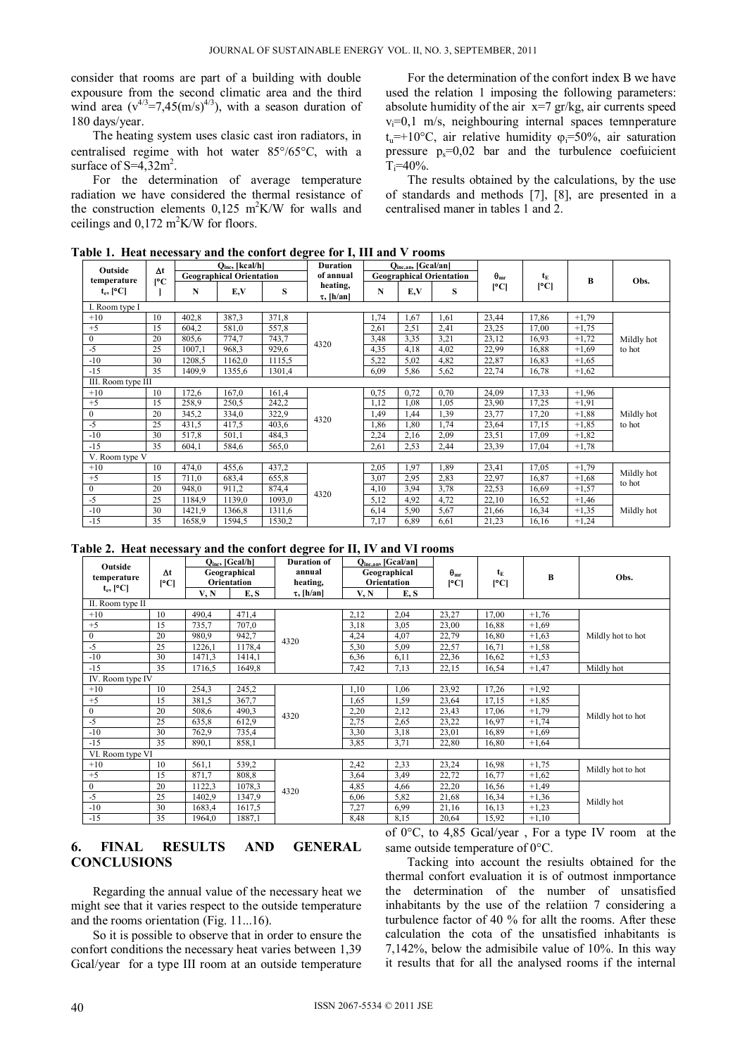consider that rooms are part of a building with double expousure from the second climatic area and the third wind area ($v^{4/3}$=7,45(m/s)$^{4/3}$), with a season duration of 180 days/year.

The heating system uses clasic cast iron radiators, in centralised regime with hot water 85°/65°C, with a surface of S=4,32m$^2$.

For the determination of average temperature radiation we have considered the thermal resistance of the construction elements 0,125 m$^2$K/W for walls and ceilings and 0,172 m$^2$K/W for floors.

For the determination of the confort index B we have used the relation 1 imposing the following parameters: absolute humidity of the air x=7 gr/kg, air currents speed $v_i$=0,1 m/s, neighbouring internal spaces temnperature $t_u$=+10°C, air relative humidity $\varphi_i$=50%, air saturation pressure $p_s$=0,02 bar and the turbulence coefuicient $T_i$=40%.

The results obtained by the calculations, by the use of standards and methods [7], [8], are presented in a centralised maner in tables 1 and 2.

**Table 1. Heat necessary and the confort degree for I, III and V rooms**

| Outside temperature $t_e$, [°C] | Δt [°C] | $Q_{inc}$, [kcal/h] Geographical Orientation | | | Duration of annual heating, τ, [h/an] | $Q_{inc,an}$, [Gcal/an] Geographical Orientation | | | $\theta_{mr}$ [°C] | $t_E$ [°C] | B | Obs. |
|---|---|---|---|---|---|---|---|---|---|---|---|---|
| | | N | E,V | S | | N | E,V | S | | | | |
| I. Room type I | | | | | | | | | | | | |
| +10 | 10 | 402,8 | 387,3 | 371,8 | 4320 | 1,74 | 1,67 | 1,61 | 23,44 | 17,86 | +1,79 | Mildly hot to hot |
| +5 | 15 | 604,2 | 581,0 | 557,8 | | 2,61 | 2,51 | 2,41 | 23,25 | 17,00 | +1,75 | |
| 0 | 20 | 805,6 | 774,7 | 743,7 | | 3,48 | 3,35 | 3,21 | 23,12 | 16,93 | +1,72 | |
| -5 | 25 | 1007,1 | 968,3 | 929,6 | | 4,35 | 4,18 | 4,02 | 22,99 | 16,88 | +1,69 | |
| -10 | 30 | 1208,5 | 1162,0 | 1115,5 | | 5,22 | 5,02 | 4,82 | 22,87 | 16,83 | +1,65 | |
| -15 | 35 | 1409,9 | 1355,6 | 1301,4 | | 6,09 | 5,86 | 5,62 | 22,74 | 16,78 | +1,62 | |
| III. Room type III | | | | | | | | | | | | |
| +10 | 10 | 172,6 | 167,0 | 161,4 | 4320 | 0,75 | 0,72 | 0,70 | 24,09 | 17,33 | +1,96 | Mildly hot to hot |
| +5 | 15 | 258,9 | 250,5 | 242,2 | | 1,12 | 1,08 | 1,05 | 23,90 | 17,25 | +1,91 | |
| 0 | 20 | 345,2 | 334,0 | 322,9 | | 1,49 | 1,44 | 1,39 | 23,77 | 17,20 | +1,88 | |
| -5 | 25 | 431,5 | 417,5 | 403,6 | | 1,86 | 1,80 | 1,74 | 23,64 | 17,15 | +1,85 | |
| -10 | 30 | 517,8 | 501,1 | 484,3 | | 2,24 | 2,16 | 2,09 | 23,51 | 17,09 | +1,82 | |
| -15 | 35 | 604,1 | 584,6 | 565,0 | | 2,61 | 2,53 | 2,44 | 23,39 | 17,04 | +1,78 | |
| V. Room type V | | | | | | | | | | | | |
| +10 | 10 | 474,0 | 455,6 | 437,2 | 4320 | 2,05 | 1,97 | 1,89 | 23,41 | 17,05 | +1,79 | Mildly hot to hot |
| +5 | 15 | 711,0 | 683,4 | 655,8 | | 3,07 | 2,95 | 2,83 | 22,97 | 16,87 | +1,68 | |
| 0 | 20 | 948,0 | 911,2 | 874,4 | | 4,10 | 3,94 | 3,78 | 22,53 | 16,69 | +1,57 | |
| -5 | 25 | 1184,9 | 1139,0 | 1093,0 | | 5,12 | 4,92 | 4,72 | 22,10 | 16,52 | +1,46 | |
| -10 | 30 | 1421,9 | 1366,8 | 1311,6 | | 6,14 | 5,90 | 5,67 | 21,66 | 16,34 | +1,35 | Mildly hot |
| -15 | 35 | 1658,9 | 1594,5 | 1530,2 | | 7,17 | 6,89 | 6,61 | 21,23 | 16,16 | +1,24 | |

**Table 2. Heat necessary and the confort degree for II, IV and VI rooms**

| Outside temperature $t_e$, [°C] | Δt [°C] | $Q_{inc}$, [Gcal/h] Geographical Orientation | | Duration of annual heating, τ, [h/an] | $Q_{inc,an}$, [Gcal/an] Geographical Orientation | | $\theta_{mr}$ [°C] | $t_E$ [°C] | B | Obs. |
|---|---|---|---|---|---|---|---|---|---|---|
| | | V, N | E, S | | V, N | E, S | | | | |
| II. Room type II | | | | | | | | | | |
| +10 | 10 | 490,4 | 471,4 | 4320 | 2,12 | 2,04 | 23,27 | 17,00 | +1,76 | Mildly hot to hot |
| +5 | 15 | 735,7 | 707,0 | | 3,18 | 3,05 | 23,00 | 16,88 | +1,69 | |
| 0 | 20 | 980,9 | 942,7 | | 4,24 | 4,07 | 22,79 | 16,80 | +1,63 | |
| -5 | 25 | 1226,1 | 1178,4 | | 5,30 | 5,09 | 22,57 | 16,71 | +1,58 | |
| -10 | 30 | 1471,3 | 1414,1 | | 6,36 | 6,11 | 22,36 | 16,62 | +1,53 | |
| -15 | 35 | 1716,5 | 1649,8 | | 7,42 | 7,13 | 22,15 | 16,54 | +1,47 | Mildly hot |
| IV. Room type IV | | | | | | | | | | |
| +10 | 10 | 254,3 | 245,2 | 4320 | 1,10 | 1,06 | 23,92 | 17,26 | +1,92 | Mildly hot to hot |
| +5 | 15 | 381,5 | 367,7 | | 1,65 | 1,59 | 23,64 | 17,15 | +1,85 | |
| 0 | 20 | 508,6 | 490,3 | | 2,20 | 2,12 | 23,43 | 17,06 | +1,79 | |
| -5 | 25 | 635,8 | 612,9 | | 2,75 | 2,65 | 23,22 | 16,97 | +1,74 | |
| -10 | 30 | 762,9 | 735,4 | | 3,30 | 3,18 | 23,01 | 16,89 | +1,69 | |
| -15 | 35 | 890,1 | 858,1 | | 3,85 | 3,71 | 22,80 | 16,80 | +1,64 | |
| VI. Room type VI | | | | | | | | | | |
| +10 | 10 | 561,1 | 539,2 | 4320 | 2,42 | 2,33 | 23,24 | 16,98 | +1,75 | Mildly hot to hot |
| +5 | 15 | 871,7 | 808,8 | | 3,64 | 3,49 | 22,72 | 16,77 | +1,62 | |
| 0 | 20 | 1122,3 | 1078,3 | | 4,85 | 4,66 | 22,20 | 16,56 | +1,49 | Mildly hot |
| -5 | 25 | 1402,9 | 1347,9 | | 6,06 | 5,82 | 21,68 | 16,34 | +1,36 | |
| -10 | 30 | 1683,4 | 1617,5 | | 7,27 | 6,99 | 21,16 | 16,13 | +1,23 | |
| -15 | 35 | 1964,0 | 1887,1 | | 8,48 | 8,15 | 20,64 | 15,92 | +1,10 | |

## 6. FINAL RESULTS AND GENERAL CONCLUSIONS

Regarding the annual value of the necessary heat we might see that it varies respect to the outside temperature and the rooms orientation (Fig. 11...16).

So it is possible to observe that in order to ensure the confort conditions the necessary heat varies between 1,39 Gcal/year for a type III room at an outside temperature of 0°C, to 4,85 Gcal/year , For a type IV room at the same outside temperature of 0°C.

Tacking into account the resiults obtained for the thermal confort evaluation it is of outmost inmportance the determination of the number of unsatisfied inhabitants by the use of the relatiion 7 considering a turbulence factor of 40 % for allt the rooms. After these calculation the cota of the unsatisfied inhabitants is 7,142%, below the admisibile value of 10%. In this way it results that for all the analysed rooms if the internal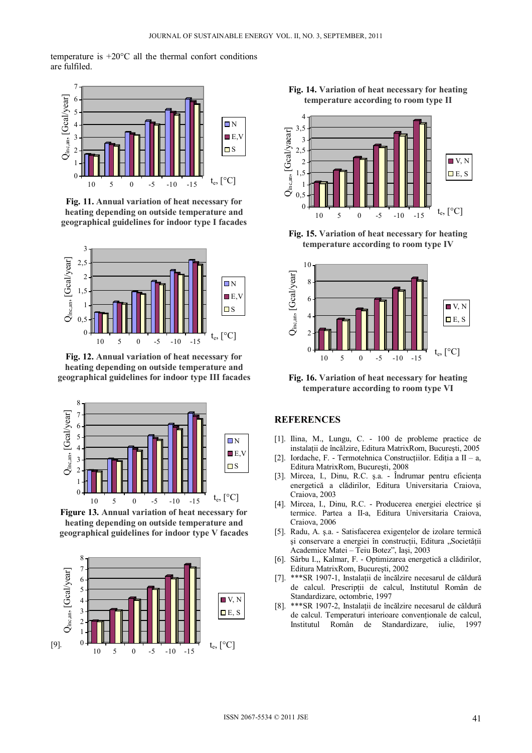temperature is +20°C all the thermal confort conditions are fulfiled.

$Q_{inc,an}$, [Gcal/year]
7
6
5
4
3
2
1
0
10 5 0 -5 -10 -15
$t_e$, [°C]
N
E,V
S

**Fig. 11.** **Annual variation of heat necessary for heating depending on outside temperature and geographical guidelines for indoor type I facades**

$Q_{inc,an}$, [Gcal/year]
3
2,5
2
1,5
1
0,5
0
10 5 0 -5 -10 -15
$t_e$, [°C]
N
E,V
S

**Fig. 12.** **Annual variation of heat necessary for heating depending on outside temperature and geographical guidelines for indoor type III facades**

$Q_{inc,an}$, [Gcal/year]
8
7
6
5
4
3
2
1
0
10 5 0 -5 -10 -15
$t_e$, [°C]
N
E,V
S

**Figure 13.** **Annual variation of heat necessary for heating depending on outside temperature and geographical guidelines for indoor type V facades**

$Q_{inc,an}$, [Gcal/year]
8
7
6
5
4
3
2
1
0
10 5 0 -5 -10 -15
$t_e$, [°C]
V, N
E, S

[9].

**Fig. 14.** **Variation of heat necessary for heating temperature according to room type II**

$Q_{inc,an}$, [Gcal/yaear]
4
3,5
3
2,5
2
1,5
1
0,5
0
10 5 0 -5 -10 -15
$t_e$, [°C]
V, N
E, S

**Fig. 15.** **Variation of heat necessary for heating temperature according to room type IV**

$Q_{inc,an}$, [Gcal/year]
10
8
6
4
2
0
10 5 0 -5 -10 -15
$t_e$, [°C]
V, N
E, S

**Fig. 16.** **Variation of heat necessary for heating temperature according to room type VI**

## REFERENCES

[1]. Ilina, M., Lungu, C. - 100 de probleme practice de instalații de încălzire, Editura MatrixRom, București, 2005

[2]. Iordache, F. - Termotehnica Construcțiilor. Ediția a II – a, Editura MatrixRom, București, 2008

[3]. Mircea, I., Dinu, R.C. ş.a. - Îndrumar pentru eficiența energetică a clădirilor, Editura Universitaria Craiova, Craiova, 2003

[4]. Mircea, I., Dinu, R.C. - Producerea energiei electrice şi termice. Partea a II-a, Editura Universitaria Craiova, Craiova, 2006

[5]. Radu, A. ş.a. - Satisfacerea exigențelor de izolare termică şi conservare a energiei în construcții, Editura „Societății Academice Matei – Teiu Botez", Iaşi, 2003

[6]. Sârbu I.,, Kalmar, F. - Optimizarea energetică a clădirilor, Editura MatrixRom, București, 2002

[7]. ***SR 1907-1, Instalații de încălzire necesarul de căldură de calcul. Prescripții de calcul, Institutul Român de Standardizare, octombrie, 1997

[8]. ***SR 1907-2, Instalații de încălzire necesarul de căldură de calcul. Temperaturi interioare convenționale de calcul, Institutul Român de Standardizare, iulie, 1997